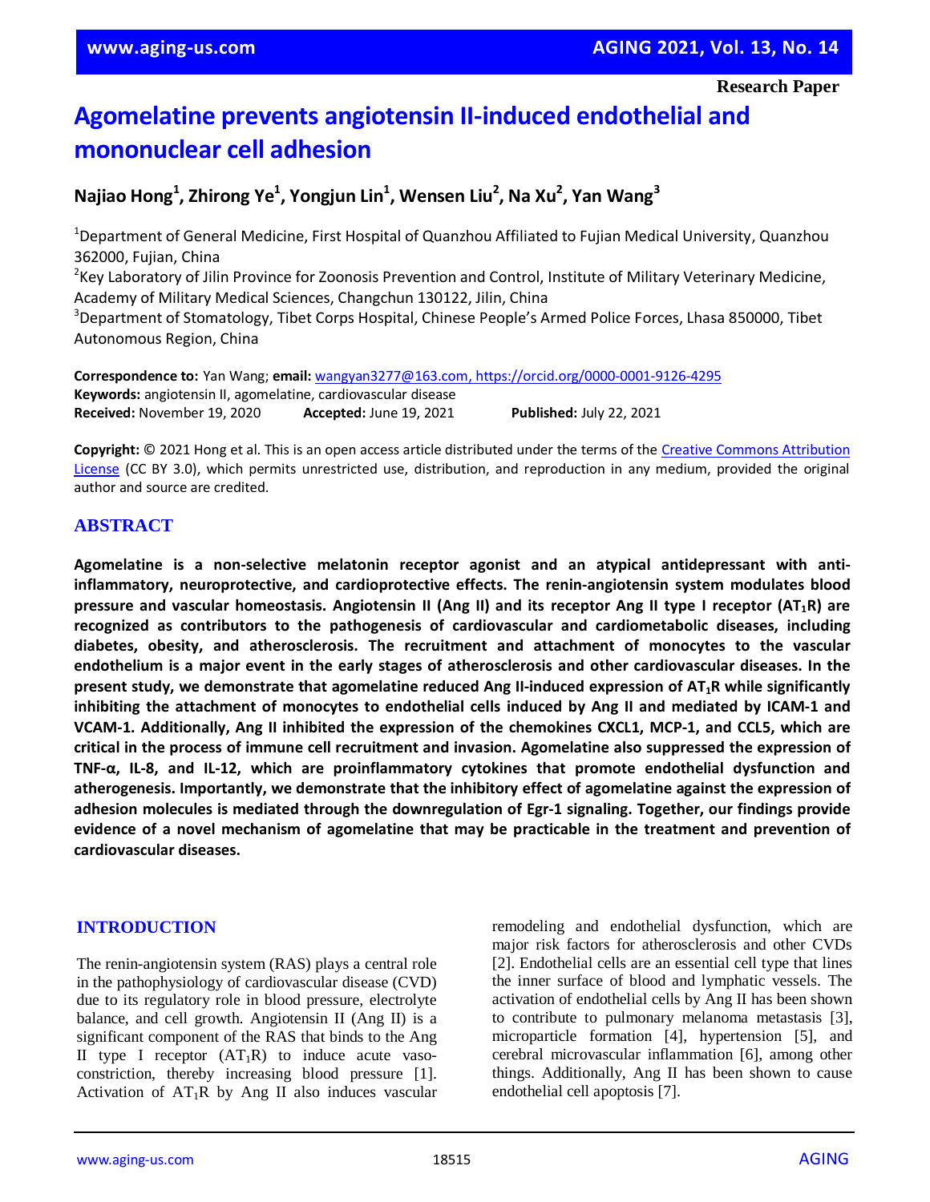Research Paper

# Agomelatine prevents angiotensin II-induced endothelial and mononuclear cell adhesion

**Najiao Hong[1], Zhirong Ye[1], Yongjun Lin[1], Wensen Liu[2], Na Xu[2], Yan Wang[3]**

[1]Department of General Medicine, First Hospital of Quanzhou Affiliated to Fujian Medical University, Quanzhou 362000, Fujian, China
[2]Key Laboratory of Jilin Province for Zoonosis Prevention and Control, Institute of Military Veterinary Medicine, Academy of Military Medical Sciences, Changchun 130122, Jilin, China
[3]Department of Stomatology, Tibet Corps Hospital, Chinese People's Armed Police Forces, Lhasa 850000, Tibet Autonomous Region, China

**Correspondence to:** Yan Wang; **email:** wangyan3277@163.com, https://orcid.org/0000-0001-9126-4295
**Keywords:** angiotensin II, agomelatine, cardiovascular disease
**Received:** November 19, 2020 **Accepted:** June 19, 2021 **Published:** July 22, 2021

**Copyright:** © 2021 Hong et al. This is an open access article distributed under the terms of the Creative Commons Attribution License (CC BY 3.0), which permits unrestricted use, distribution, and reproduction in any medium, provided the original author and source are credited.

## ABSTRACT

**Agomelatine is a non-selective melatonin receptor agonist and an atypical antidepressant with anti-inflammatory, neuroprotective, and cardioprotective effects. The renin-angiotensin system modulates blood pressure and vascular homeostasis. Angiotensin II (Ang II) and its receptor Ang II type I receptor ($AT_1R$) are recognized as contributors to the pathogenesis of cardiovascular and cardiometabolic diseases, including diabetes, obesity, and atherosclerosis. The recruitment and attachment of monocytes to the vascular endothelium is a major event in the early stages of atherosclerosis and other cardiovascular diseases. In the present study, we demonstrate that agomelatine reduced Ang II-induced expression of $AT_1R$ while significantly inhibiting the attachment of monocytes to endothelial cells induced by Ang II and mediated by ICAM-1 and VCAM-1. Additionally, Ang II inhibited the expression of the chemokines CXCL1, MCP-1, and CCL5, which are critical in the process of immune cell recruitment and invasion. Agomelatine also suppressed the expression of TNF-α, IL-8, and IL-12, which are proinflammatory cytokines that promote endothelial dysfunction and atherogenesis. Importantly, we demonstrate that the inhibitory effect of agomelatine against the expression of adhesion molecules is mediated through the downregulation of Egr-1 signaling. Together, our findings provide evidence of a novel mechanism of agomelatine that may be practicable in the treatment and prevention of cardiovascular diseases.**

## INTRODUCTION

The renin-angiotensin system (RAS) plays a central role in the pathophysiology of cardiovascular disease (CVD) due to its regulatory role in blood pressure, electrolyte balance, and cell growth. Angiotensin II (Ang II) is a significant component of the RAS that binds to the Ang II type I receptor ($AT_1R$) to induce acute vasoconstriction, thereby increasing blood pressure [1]. Activation of $AT_1R$ by Ang II also induces vascular remodeling and endothelial dysfunction, which are major risk factors for atherosclerosis and other CVDs [2]. Endothelial cells are an essential cell type that lines the inner surface of blood and lymphatic vessels. The activation of endothelial cells by Ang II has been shown to contribute to pulmonary melanoma metastasis [3], microparticle formation [4], hypertension [5], and cerebral microvascular inflammation [6], among other things. Additionally, Ang II has been shown to cause endothelial cell apoptosis [7].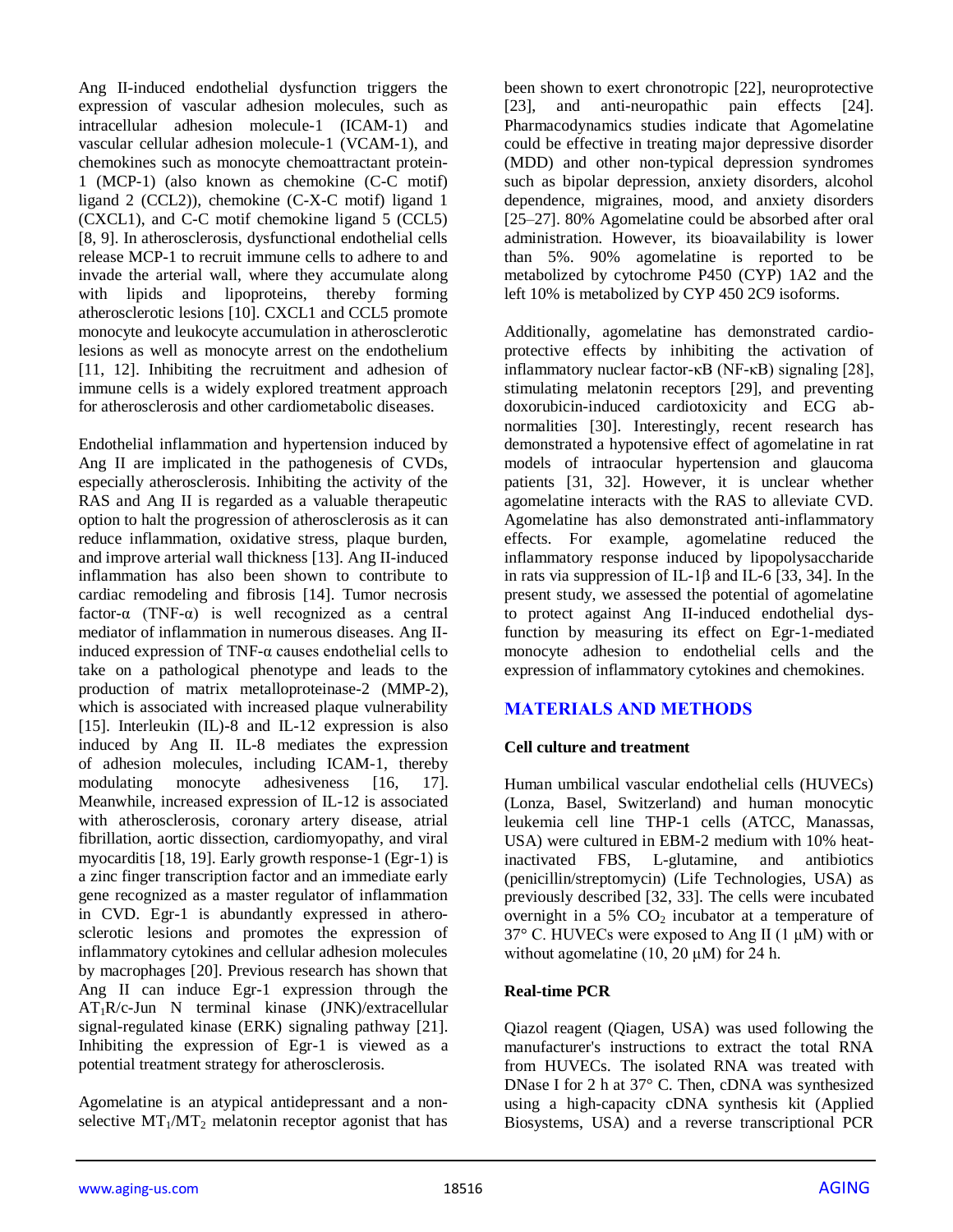Ang II-induced endothelial dysfunction triggers the expression of vascular adhesion molecules, such as intracellular adhesion molecule-1 (ICAM-1) and vascular cellular adhesion molecule-1 (VCAM-1), and chemokines such as monocyte chemoattractant protein-1 (MCP-1) (also known as chemokine (C-C motif) ligand 2 (CCL2)), chemokine (C-X-C motif) ligand 1 (CXCL1), and C-C motif chemokine ligand 5 (CCL5) [8, 9]. In atherosclerosis, dysfunctional endothelial cells release MCP-1 to recruit immune cells to adhere to and invade the arterial wall, where they accumulate along with lipids and lipoproteins, thereby forming atherosclerotic lesions [10]. CXCL1 and CCL5 promote monocyte and leukocyte accumulation in atherosclerotic lesions as well as monocyte arrest on the endothelium [11, 12]. Inhibiting the recruitment and adhesion of immune cells is a widely explored treatment approach for atherosclerosis and other cardiometabolic diseases.

Endothelial inflammation and hypertension induced by Ang II are implicated in the pathogenesis of CVDs, especially atherosclerosis. Inhibiting the activity of the RAS and Ang II is regarded as a valuable therapeutic option to halt the progression of atherosclerosis as it can reduce inflammation, oxidative stress, plaque burden, and improve arterial wall thickness [13]. Ang II-induced inflammation has also been shown to contribute to cardiac remodeling and fibrosis [14]. Tumor necrosis factor-α (TNF-α) is well recognized as a central mediator of inflammation in numerous diseases. Ang II-induced expression of TNF-α causes endothelial cells to take on a pathological phenotype and leads to the production of matrix metalloproteinase-2 (MMP-2), which is associated with increased plaque vulnerability [15]. Interleukin (IL)-8 and IL-12 expression is also induced by Ang II. IL-8 mediates the expression of adhesion molecules, including ICAM-1, thereby modulating monocyte adhesiveness [16, 17]. Meanwhile, increased expression of IL-12 is associated with atherosclerosis, coronary artery disease, atrial fibrillation, aortic dissection, cardiomyopathy, and viral myocarditis [18, 19]. Early growth response-1 (Egr-1) is a zinc finger transcription factor and an immediate early gene recognized as a master regulator of inflammation in CVD. Egr-1 is abundantly expressed in atherosclerotic lesions and promotes the expression of inflammatory cytokines and cellular adhesion molecules by macrophages [20]. Previous research has shown that Ang II can induce Egr-1 expression through the $AT_1R$/c-Jun N terminal kinase (JNK)/extracellular signal-regulated kinase (ERK) signaling pathway [21]. Inhibiting the expression of Egr-1 is viewed as a potential treatment strategy for atherosclerosis.

Agomelatine is an atypical antidepressant and a non-selective $MT_1/MT_2$ melatonin receptor agonist that has been shown to exert chronotropic [22], neuroprotective [23], and anti-neuropathic pain effects [24]. Pharmacodynamics studies indicate that Agomelatine could be effective in treating major depressive disorder (MDD) and other non-typical depression syndromes such as bipolar depression, anxiety disorders, alcohol dependence, migraines, mood, and anxiety disorders [25–27]. 80% Agomelatine could be absorbed after oral administration. However, its bioavailability is lower than 5%. 90% agomelatine is reported to be metabolized by cytochrome P450 (CYP) 1A2 and the left 10% is metabolized by CYP 450 2C9 isoforms.

Additionally, agomelatine has demonstrated cardio-protective effects by inhibiting the activation of inflammatory nuclear factor-κB (NF-κB) signaling [28], stimulating melatonin receptors [29], and preventing doxorubicin-induced cardiotoxicity and ECG abnormalities [30]. Interestingly, recent research has demonstrated a hypotensive effect of agomelatine in rat models of intraocular hypertension and glaucoma patients [31, 32]. However, it is unclear whether agomelatine interacts with the RAS to alleviate CVD. Agomelatine has also demonstrated anti-inflammatory effects. For example, agomelatine reduced the inflammatory response induced by lipopolysaccharide in rats via suppression of IL-1β and IL-6 [33, 34]. In the present study, we assessed the potential of agomelatine to protect against Ang II-induced endothelial dysfunction by measuring its effect on Egr-1-mediated monocyte adhesion to endothelial cells and the expression of inflammatory cytokines and chemokines.

## MATERIALS AND METHODS

### Cell culture and treatment

Human umbilical vascular endothelial cells (HUVECs) (Lonza, Basel, Switzerland) and human monocytic leukemia cell line THP-1 cells (ATCC, Manassas, USA) were cultured in EBM-2 medium with 10% heat-inactivated FBS, L-glutamine, and antibiotics (penicillin/streptomycin) (Life Technologies, USA) as previously described [32, 33]. The cells were incubated overnight in a 5% $CO_2$ incubator at a temperature of 37° C. HUVECs were exposed to Ang II (1 μM) with or without agomelatine (10, 20 μM) for 24 h.

### Real-time PCR

Qiazol reagent (Qiagen, USA) was used following the manufacturer's instructions to extract the total RNA from HUVECs. The isolated RNA was treated with DNase I for 2 h at 37° C. Then, cDNA was synthesized using a high-capacity cDNA synthesis kit (Applied Biosystems, USA) and a reverse transcriptional PCR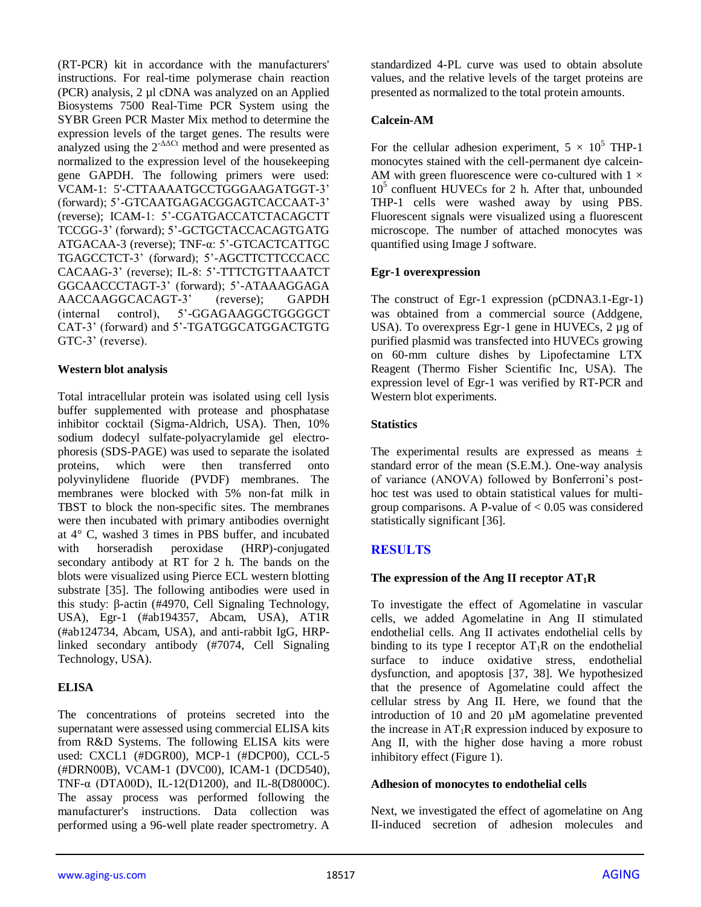(RT-PCR) kit in accordance with the manufacturers' instructions. For real-time polymerase chain reaction (PCR) analysis, 2 μl cDNA was analyzed on an Applied Biosystems 7500 Real-Time PCR System using the SYBR Green PCR Master Mix method to determine the expression levels of the target genes. The results were analyzed using the $2^{-\Delta\Delta Ct}$ method and were presented as normalized to the expression level of the housekeeping gene GAPDH. The following primers were used: VCAM-1: 5'-CTTAAAATGCCTGGGAAGATGGT-3' (forward); 5'-GTCAATGAGACGGAGTCACCAAT-3' (reverse); ICAM-1: 5'-CGATGACCATCTACAGCTT TCCGG-3' (forward); 5'-GCTGCTACCACAGTGATG ATGACAA-3 (reverse); TNF-α: 5'-GTCACTCATTGC TGAGCCTCT-3' (forward); 5'-AGCTTCTTCCCACC CACAAG-3' (reverse); IL-8: 5'-TTTCTGTTAAATCT GGCAACCCTAGT-3' (forward); 5'-ATAAAGGAGA AACCAAGGCACAGT-3' (reverse); GAPDH (internal control), 5'-GGAGAAGGCTGGGGCT CAT-3' (forward) and 5'-TGATGGCATGGACTGTG GTC-3' (reverse).

### Western blot analysis

Total intracellular protein was isolated using cell lysis buffer supplemented with protease and phosphatase inhibitor cocktail (Sigma-Aldrich, USA). Then, 10% sodium dodecyl sulfate-polyacrylamide gel electrophoresis (SDS-PAGE) was used to separate the isolated proteins, which were then transferred onto polyvinylidene fluoride (PVDF) membranes. The membranes were blocked with 5% non-fat milk in TBST to block the non-specific sites. The membranes were then incubated with primary antibodies overnight at 4° C, washed 3 times in PBS buffer, and incubated with horseradish peroxidase (HRP)-conjugated secondary antibody at RT for 2 h. The bands on the blots were visualized using Pierce ECL western blotting substrate [35]. The following antibodies were used in this study: β-actin (#4970, Cell Signaling Technology, USA), Egr-1 (#ab194357, Abcam, USA), AT1R (#ab124734, Abcam, USA), and anti-rabbit IgG, HRP-linked secondary antibody (#7074, Cell Signaling Technology, USA).

### ELISA

The concentrations of proteins secreted into the supernatant were assessed using commercial ELISA kits from R&D Systems. The following ELISA kits were used: CXCL1 (#DGR00), MCP-1 (#DCP00), CCL-5 (#DRN00B), VCAM-1 (DVC00), ICAM-1 (DCD540), TNF-α (DTA00D), IL-12(D1200), and IL-8(D8000C). The assay process was performed following the manufacturer's instructions. Data collection was performed using a 96-well plate reader spectrometry. A standardized 4-PL curve was used to obtain absolute values, and the relative levels of the target proteins are presented as normalized to the total protein amounts.

### Calcein-AM

For the cellular adhesion experiment, $5 \times 10^5$ THP-1 monocytes stained with the cell-permanent dye calcein-AM with green fluorescence were co-cultured with $1 \times 10^5$ confluent HUVECs for 2 h. After that, unbounded THP-1 cells were washed away by using PBS. Fluorescent signals were visualized using a fluorescent microscope. The number of attached monocytes was quantified using Image J software.

### Egr-1 overexpression

The construct of Egr-1 expression (pCDNA3.1-Egr-1) was obtained from a commercial source (Addgene, USA). To overexpress Egr-1 gene in HUVECs, 2 μg of purified plasmid was transfected into HUVECs growing on 60-mm culture dishes by Lipofectamine LTX Reagent (Thermo Fisher Scientific Inc, USA). The expression level of Egr-1 was verified by RT-PCR and Western blot experiments.

### Statistics

The experimental results are expressed as means ± standard error of the mean (S.E.M.). One-way analysis of variance (ANOVA) followed by Bonferroni's post-hoc test was used to obtain statistical values for multi-group comparisons. A P-value of < 0.05 was considered statistically significant [36].

## RESULTS

### The expression of the Ang II receptor $AT_1R$

To investigate the effect of Agomelatine in vascular cells, we added Agomelatine in Ang II stimulated endothelial cells. Ang II activates endothelial cells by binding to its type I receptor $AT_1R$ on the endothelial surface to induce oxidative stress, endothelial dysfunction, and apoptosis [37, 38]. We hypothesized that the presence of Agomelatine could affect the cellular stress by Ang II. Here, we found that the introduction of 10 and 20 μM agomelatine prevented the increase in $AT_1R$ expression induced by exposure to Ang II, with the higher dose having a more robust inhibitory effect (Figure 1).

### Adhesion of monocytes to endothelial cells

Next, we investigated the effect of agomelatine on Ang II-induced secretion of adhesion molecules and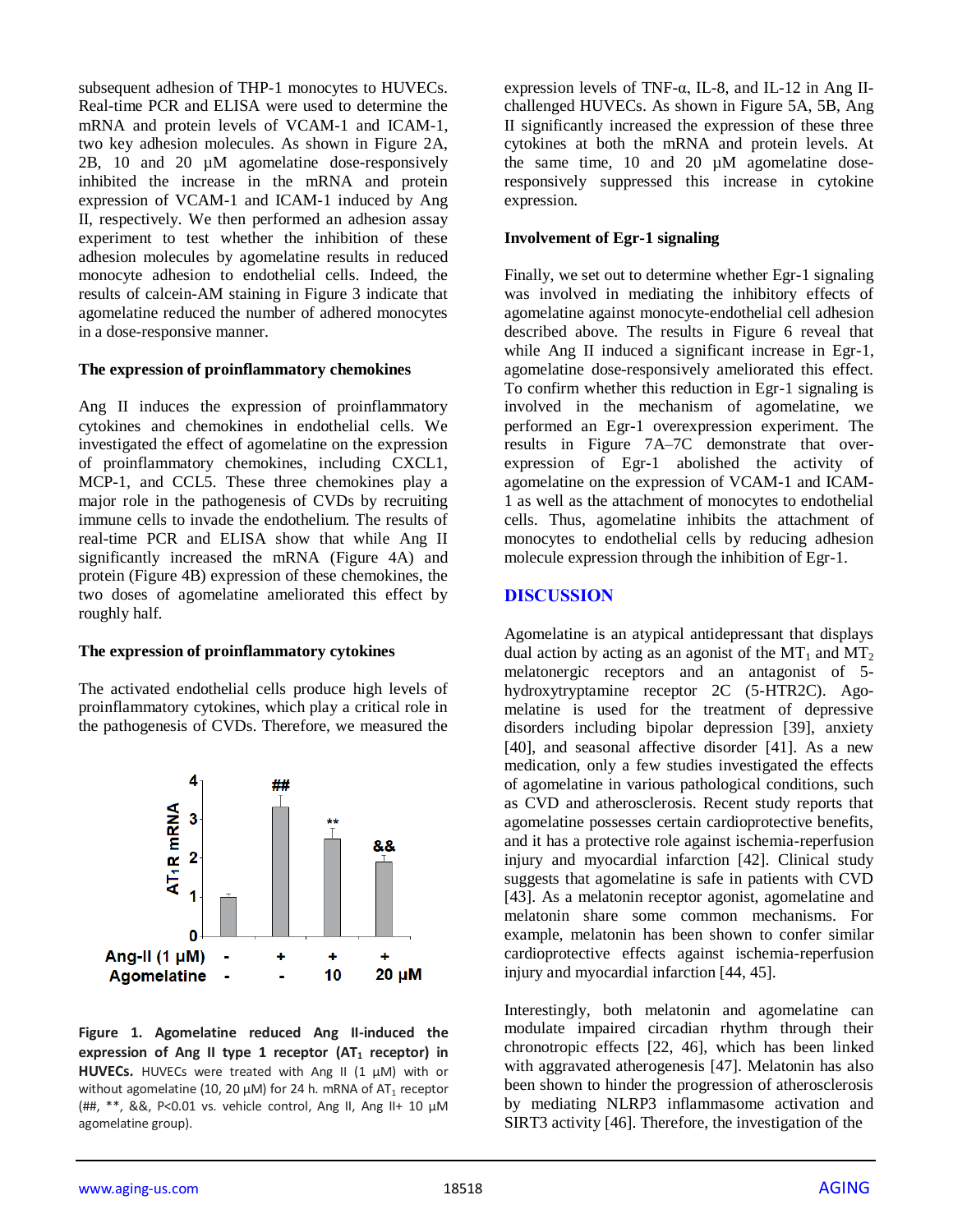subsequent adhesion of THP-1 monocytes to HUVECs. Real-time PCR and ELISA were used to determine the mRNA and protein levels of VCAM-1 and ICAM-1, two key adhesion molecules. As shown in Figure 2A, 2B, 10 and 20 μM agomelatine dose-responsively inhibited the increase in the mRNA and protein expression of VCAM-1 and ICAM-1 induced by Ang II, respectively. We then performed an adhesion assay experiment to test whether the inhibition of these adhesion molecules by agomelatine results in reduced monocyte adhesion to endothelial cells. Indeed, the results of calcein-AM staining in Figure 3 indicate that agomelatine reduced the number of adhered monocytes in a dose-responsive manner.

### The expression of proinflammatory chemokines

Ang II induces the expression of proinflammatory cytokines and chemokines in endothelial cells. We investigated the effect of agomelatine on the expression of proinflammatory chemokines, including CXCL1, MCP-1, and CCL5. These three chemokines play a major role in the pathogenesis of CVDs by recruiting immune cells to invade the endothelium. The results of real-time PCR and ELISA show that while Ang II significantly increased the mRNA (Figure 4A) and protein (Figure 4B) expression of these chemokines, the two doses of agomelatine ameliorated this effect by roughly half.

### The expression of proinflammatory cytokines

The activated endothelial cells produce high levels of proinflammatory cytokines, which play a critical role in the pathogenesis of CVDs. Therefore, we measured the expression levels of TNF-α, IL-8, and IL-12 in Ang II-challenged HUVECs. As shown in Figure 5A, 5B, Ang II significantly increased the expression of these three cytokines at both the mRNA and protein levels. At the same time, 10 and 20 μM agomelatine dose-responsively suppressed this increase in cytokine expression.

**Figure 1. Agomelatine reduced Ang II-induced the expression of Ang II type 1 receptor ($AT_1$ receptor) in HUVECs.** HUVECs were treated with Ang II (1 μM) with or without agomelatine (10, 20 μM) for 24 h. mRNA of $AT_1$ receptor (##, **, &&, P<0.01 vs. vehicle control, Ang II, Ang II+ 10 μM agomelatine group).

### Involvement of Egr-1 signaling

Finally, we set out to determine whether Egr-1 signaling was involved in mediating the inhibitory effects of agomelatine against monocyte-endothelial cell adhesion described above. The results in Figure 6 reveal that while Ang II induced a significant increase in Egr-1, agomelatine dose-responsively ameliorated this effect. To confirm whether this reduction in Egr-1 signaling is involved in the mechanism of agomelatine, we performed an Egr-1 overexpression experiment. The results in Figure 7A–7C demonstrate that over-expression of Egr-1 abolished the activity of agomelatine on the expression of VCAM-1 and ICAM-1 as well as the attachment of monocytes to endothelial cells. Thus, agomelatine inhibits the attachment of monocytes to endothelial cells by reducing adhesion molecule expression through the inhibition of Egr-1.

## DISCUSSION

Agomelatine is an atypical antidepressant that displays dual action by acting as an agonist of the $MT_1$ and $MT_2$ melatonergic receptors and an antagonist of 5-hydroxytryptamine receptor 2C (5-HTR2C). Agomelatine is used for the treatment of depressive disorders including bipolar depression [39], anxiety [40], and seasonal affective disorder [41]. As a new medication, only a few studies investigated the effects of agomelatine in various pathological conditions, such as CVD and atherosclerosis. Recent study reports that agomelatine possesses certain cardioprotective benefits, and it has a protective role against ischemia-reperfusion injury and myocardial infarction [42]. Clinical study suggests that agomelatine is safe in patients with CVD [43]. As a melatonin receptor agonist, agomelatine and melatonin share some common mechanisms. For example, melatonin has been shown to confer similar cardioprotective effects against ischemia-reperfusion injury and myocardial infarction [44, 45].

Interestingly, both melatonin and agomelatine can modulate impaired circadian rhythm through their chronotropic effects [22, 46], which has been linked with aggravated atherogenesis [47]. Melatonin has also been shown to hinder the progression of atherosclerosis by mediating NLRP3 inflammasome activation and SIRT3 activity [46]. Therefore, the investigation of the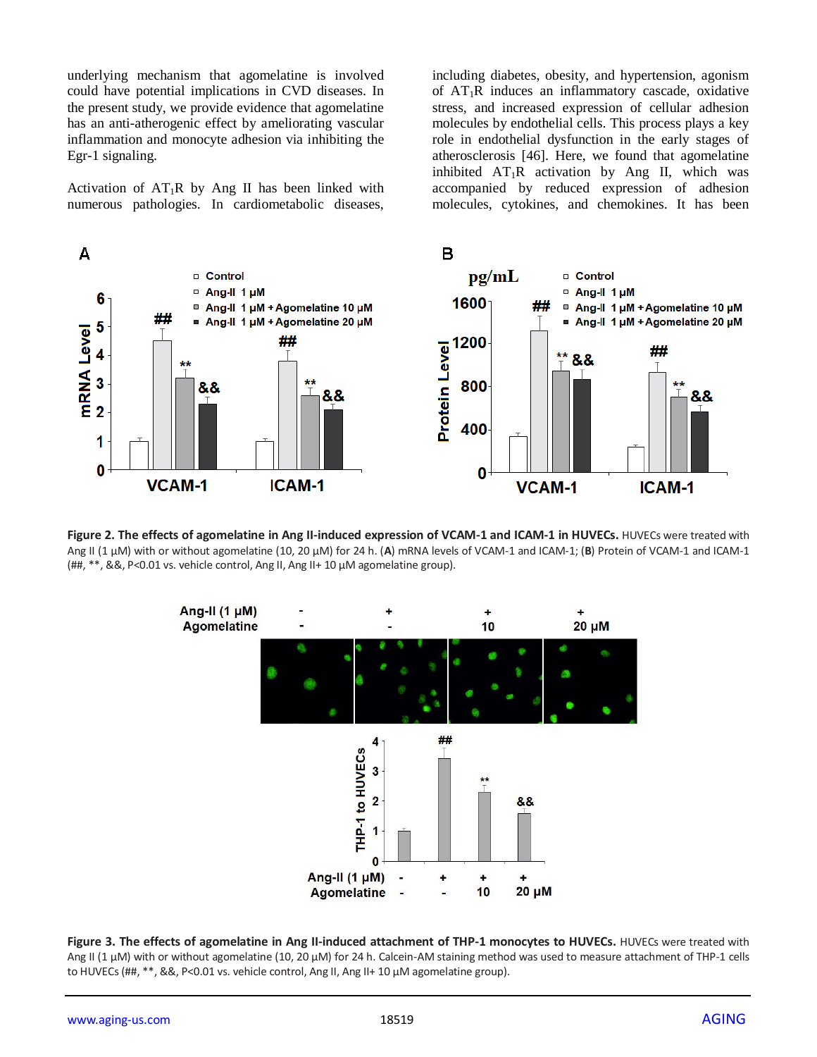underlying mechanism that agomelatine is involved could have potential implications in CVD diseases. In the present study, we provide evidence that agomelatine has an anti-atherogenic effect by ameliorating vascular inflammation and monocyte adhesion via inhibiting the Egr-1 signaling.

Activation of $AT_1R$ by Ang II has been linked with numerous pathologies. In cardiometabolic diseases, including diabetes, obesity, and hypertension, agonism of $AT_1R$ induces an inflammatory cascade, oxidative stress, and increased expression of cellular adhesion molecules by endothelial cells. This process plays a key role in endothelial dysfunction in the early stages of atherosclerosis [46]. Here, we found that agomelatine inhibited $AT_1R$ activation by Ang II, which was accompanied by reduced expression of adhesion molecules, cytokines, and chemokines. It has been

**Figure 2. The effects of agomelatine in Ang II-induced expression of VCAM-1 and ICAM-1 in HUVECs.** HUVECs were treated with Ang II (1 μM) with or without agomelatine (10, 20 μM) for 24 h. (**A**) mRNA levels of VCAM-1 and ICAM-1; (**B**) Protein of VCAM-1 and ICAM-1 (##, **, &&, P<0.01 vs. vehicle control, Ang II, Ang II+ 10 μM agomelatine group).

**Figure 3. The effects of agomelatine in Ang II-induced attachment of THP-1 monocytes to HUVECs.** HUVECs were treated with Ang II (1 μM) with or without agomelatine (10, 20 μM) for 24 h. Calcein-AM staining method was used to measure attachment of THP-1 cells to HUVECs (##, **, &&, P<0.01 vs. vehicle control, Ang II, Ang II+ 10 μM agomelatine group).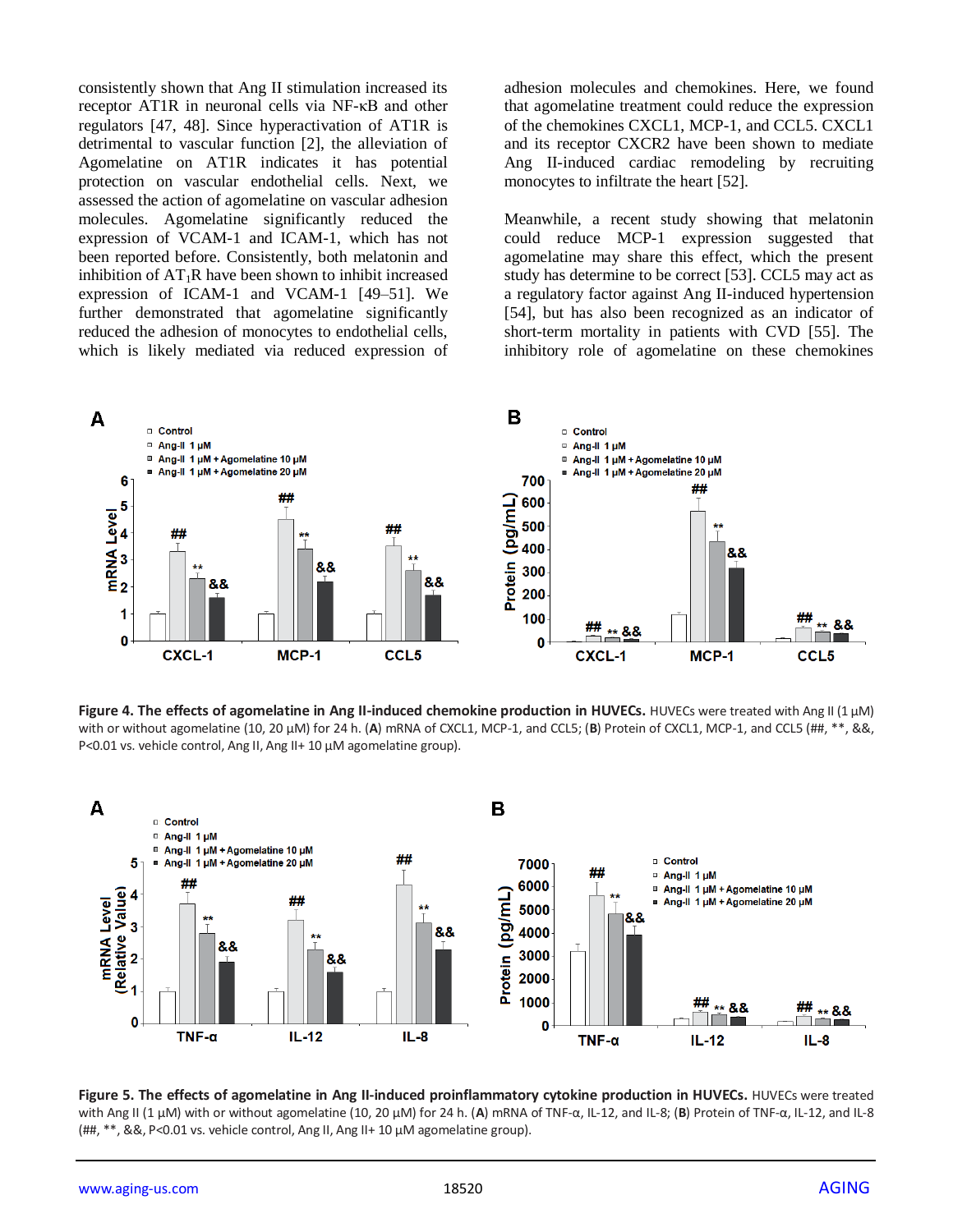consistently shown that Ang II stimulation increased its receptor AT1R in neuronal cells via NF-κB and other regulators [47, 48]. Since hyperactivation of AT1R is detrimental to vascular function [2], the alleviation of Agomelatine on AT1R indicates it has potential protection on vascular endothelial cells. Next, we assessed the action of agomelatine on vascular adhesion molecules. Agomelatine significantly reduced the expression of VCAM-1 and ICAM-1, which has not been reported before. Consistently, both melatonin and inhibition of $AT_1R$ have been shown to inhibit increased expression of ICAM-1 and VCAM-1 [49–51]. We further demonstrated that agomelatine significantly reduced the adhesion of monocytes to endothelial cells, which is likely mediated via reduced expression of adhesion molecules and chemokines. Here, we found that agomelatine treatment could reduce the expression of the chemokines CXCL1, MCP-1, and CCL5. CXCL1 and its receptor CXCR2 have been shown to mediate Ang II-induced cardiac remodeling by recruiting monocytes to infiltrate the heart [52].

Meanwhile, a recent study showing that melatonin could reduce MCP-1 expression suggested that agomelatine may share this effect, which the present study has determine to be correct [53]. CCL5 may act as a regulatory factor against Ang II-induced hypertension [54], but has also been recognized as an indicator of short-term mortality in patients with CVD [55]. The inhibitory role of agomelatine on these chemokines

**Figure 4. The effects of agomelatine in Ang II-induced chemokine production in HUVECs.** HUVECs were treated with Ang II (1 µM) with or without agomelatine (10, 20 µM) for 24 h. (**A**) mRNA of CXCL1, MCP-1, and CCL5; (**B**) Protein of CXCL1, MCP-1, and CCL5 (##, **, &&, P<0.01 vs. vehicle control, Ang II, Ang II+ 10 µM agomelatine group).

**Figure 5. The effects of agomelatine in Ang II-induced proinflammatory cytokine production in HUVECs.** HUVECs were treated with Ang II (1 µM) with or without agomelatine (10, 20 µM) for 24 h. (**A**) mRNA of TNF-α, IL-12, and IL-8; (**B**) Protein of TNF-α, IL-12, and IL-8 (##, **, &&, P<0.01 vs. vehicle control, Ang II, Ang II+ 10 µM agomelatine group).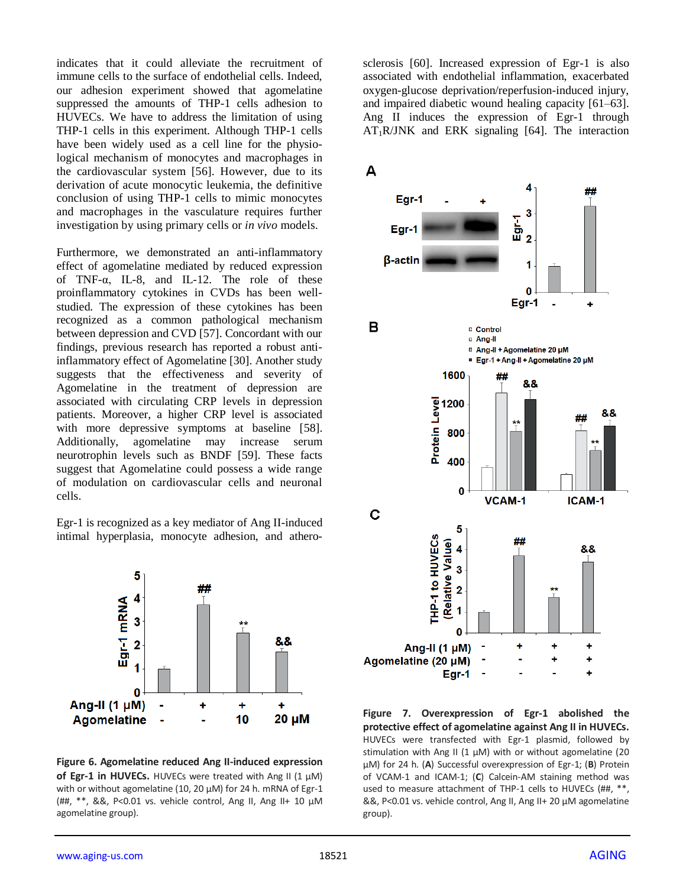indicates that it could alleviate the recruitment of immune cells to the surface of endothelial cells. Indeed, our adhesion experiment showed that agomelatine suppressed the amounts of THP-1 cells adhesion to HUVECs. We have to address the limitation of using THP-1 cells in this experiment. Although THP-1 cells have been widely used as a cell line for the physiological mechanism of monocytes and macrophages in the cardiovascular system [56]. However, due to its derivation of acute monocytic leukemia, the definitive conclusion of using THP-1 cells to mimic monocytes and macrophages in the vasculature requires further investigation by using primary cells or *in vivo* models.

Furthermore, we demonstrated an anti-inflammatory effect of agomelatine mediated by reduced expression of TNF-α, IL-8, and IL-12. The role of these proinflammatory cytokines in CVDs has been well-studied. The expression of these cytokines has been recognized as a common pathological mechanism between depression and CVD [57]. Concordant with our findings, previous research has reported a robust anti-inflammatory effect of Agomelatine [30]. Another study suggests that the effectiveness and severity of Agomelatine in the treatment of depression are associated with circulating CRP levels in depression patients. Moreover, a higher CRP level is associated with more depressive symptoms at baseline [58]. Additionally, agomelatine may increase serum neurotrophin levels such as BNDF [59]. These facts suggest that Agomelatine could possess a wide range of modulation on cardiovascular cells and neuronal cells.

Egr-1 is recognized as a key mediator of Ang II-induced intimal hyperplasia, monocyte adhesion, and atherosclerosis [60]. Increased expression of Egr-1 is also associated with endothelial inflammation, exacerbated oxygen-glucose deprivation/reperfusion-induced injury, and impaired diabetic wound healing capacity [61–63]. Ang II induces the expression of Egr-1 through $AT_1R$/JNK and ERK signaling [64]. The interaction

**Figure 6. Agomelatine reduced Ang II-induced expression of Egr-1 in HUVECs.** HUVECs were treated with Ang II (1 µM) with or without agomelatine (10, 20 µM) for 24 h. mRNA of Egr-1 (##, **, &&, P<0.01 vs. vehicle control, Ang II, Ang II+ 10 µM agomelatine group).

**Figure 7. Overexpression of Egr-1 abolished the protective effect of agomelatine against Ang II in HUVECs.** HUVECs were transfected with Egr-1 plasmid, followed by stimulation with Ang II (1 µM) with or without agomelatine (20 µM) for 24 h. (**A**) Successful overexpression of Egr-1; (**B**) Protein of VCAM-1 and ICAM-1; (**C**) Calcein-AM staining method was used to measure attachment of THP-1 cells to HUVECs (##, **, &&, P<0.01 vs. vehicle control, Ang II, Ang II+ 20 µM agomelatine group).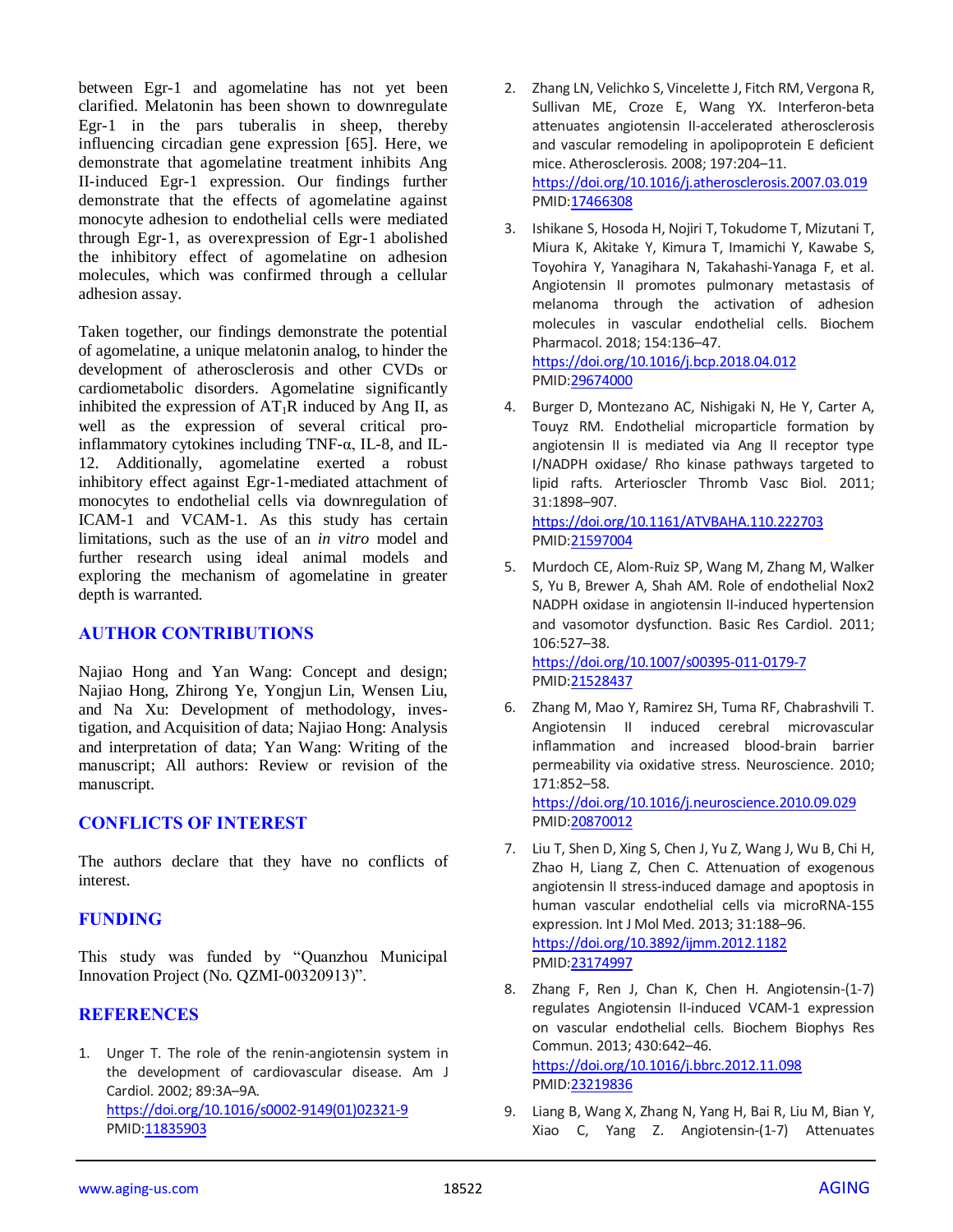between Egr-1 and agomelatine has not yet been clarified. Melatonin has been shown to downregulate Egr-1 in the pars tuberalis in sheep, thereby influencing circadian gene expression [65]. Here, we demonstrate that agomelatine treatment inhibits Ang II-induced Egr-1 expression. Our findings further demonstrate that the effects of agomelatine against monocyte adhesion to endothelial cells were mediated through Egr-1, as overexpression of Egr-1 abolished the inhibitory effect of agomelatine on adhesion molecules, which was confirmed through a cellular adhesion assay.

Taken together, our findings demonstrate the potential of agomelatine, a unique melatonin analog, to hinder the development of atherosclerosis and other CVDs or cardiometabolic disorders. Agomelatine significantly inhibited the expression of $AT_1R$ induced by Ang II, as well as the expression of several critical pro-inflammatory cytokines including TNF-α, IL-8, and IL-12. Additionally, agomelatine exerted a robust inhibitory effect against Egr-1-mediated attachment of monocytes to endothelial cells via downregulation of ICAM-1 and VCAM-1. As this study has certain limitations, such as the use of an *in vitro* model and further research using ideal animal models and exploring the mechanism of agomelatine in greater depth is warranted.

## AUTHOR CONTRIBUTIONS

Najiao Hong and Yan Wang: Concept and design; Najiao Hong, Zhirong Ye, Yongjun Lin, Wensen Liu, and Na Xu: Development of methodology, investigation, and Acquisition of data; Najiao Hong: Analysis and interpretation of data; Yan Wang: Writing of the manuscript; All authors: Review or revision of the manuscript.

## CONFLICTS OF INTEREST

The authors declare that they have no conflicts of interest.

## FUNDING

This study was funded by "Quanzhou Municipal Innovation Project (No. QZMI-00320913)".

## REFERENCES

1. Unger T. The role of the renin-angiotensin system in the development of cardiovascular disease. Am J Cardiol. 2002; 89:3A–9A. https://doi.org/10.1016/s0002-9149(01)02321-9 PMID:11835903

2. Zhang LN, Velichko S, Vincelette J, Fitch RM, Vergona R, Sullivan ME, Croze E, Wang YX. Interferon-beta attenuates angiotensin II-accelerated atherosclerosis and vascular remodeling in apolipoprotein E deficient mice. Atherosclerosis. 2008; 197:204–11. https://doi.org/10.1016/j.atherosclerosis.2007.03.019 PMID:17466308

3. Ishikane S, Hosoda H, Nojiri T, Tokudome T, Mizutani T, Miura K, Akitake Y, Kimura T, Imamichi Y, Kawabe S, Toyohira Y, Yanagihara N, Takahashi-Yanaga F, et al. Angiotensin II promotes pulmonary metastasis of melanoma through the activation of adhesion molecules in vascular endothelial cells. Biochem Pharmacol. 2018; 154:136–47. https://doi.org/10.1016/j.bcp.2018.04.012 PMID:29674000

4. Burger D, Montezano AC, Nishigaki N, He Y, Carter A, Touyz RM. Endothelial microparticle formation by angiotensin II is mediated via Ang II receptor type I/NADPH oxidase/ Rho kinase pathways targeted to lipid rafts. Arterioscler Thromb Vasc Biol. 2011; 31:1898–907. https://doi.org/10.1161/ATVBAHA.110.222703 PMID:21597004

5. Murdoch CE, Alom-Ruiz SP, Wang M, Zhang M, Walker S, Yu B, Brewer A, Shah AM. Role of endothelial Nox2 NADPH oxidase in angiotensin II-induced hypertension and vasomotor dysfunction. Basic Res Cardiol. 2011; 106:527–38. https://doi.org/10.1007/s00395-011-0179-7 PMID:21528437

6. Zhang M, Mao Y, Ramirez SH, Tuma RF, Chabrashvili T. Angiotensin II induced cerebral microvascular inflammation and increased blood-brain barrier permeability via oxidative stress. Neuroscience. 2010; 171:852–58. https://doi.org/10.1016/j.neuroscience.2010.09.029 PMID:20870012

7. Liu T, Shen D, Xing S, Chen J, Yu Z, Wang J, Wu B, Chi H, Zhao H, Liang Z, Chen C. Attenuation of exogenous angiotensin II stress-induced damage and apoptosis in human vascular endothelial cells via microRNA-155 expression. Int J Mol Med. 2013; 31:188–96. https://doi.org/10.3892/ijmm.2012.1182 PMID:23174997

8. Zhang F, Ren J, Chan K, Chen H. Angiotensin-(1-7) regulates Angiotensin II-induced VCAM-1 expression on vascular endothelial cells. Biochem Biophys Res Commun. 2013; 430:642–46. https://doi.org/10.1016/j.bbrc.2012.11.098 PMID:23219836

9. Liang B, Wang X, Zhang N, Yang H, Bai R, Liu M, Bian Y, Xiao C, Yang Z. Angiotensin-(1-7) Attenuates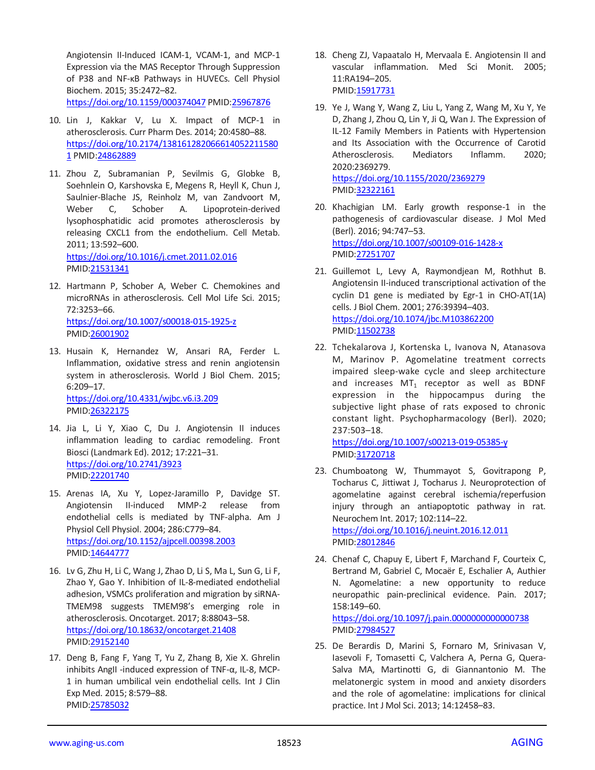Angiotensin II-Induced ICAM-1, VCAM-1, and MCP-1 Expression via the MAS Receptor Through Suppression of P38 and NF-κB Pathways in HUVECs. Cell Physiol Biochem. 2015; 35:2472–82. https://doi.org/10.1159/000374047 PMID:25967876

10. Lin J, Kakkar V, Lu X. Impact of MCP-1 in atherosclerosis. Curr Pharm Des. 2014; 20:4580–88. https://doi.org/10.2174/1381612820666140522115801 PMID:24862889

11. Zhou Z, Subramanian P, Sevilmis G, Globke B, Soehnlein O, Karshovska E, Megens R, Heyll K, Chun J, Saulnier-Blache JS, Reinholz M, van Zandvoort M, Weber C, Schober A. Lipoprotein-derived lysophosphatidic acid promotes atherosclerosis by releasing CXCL1 from the endothelium. Cell Metab. 2011; 13:592–600. https://doi.org/10.1016/j.cmet.2011.02.016 PMID:21531341

12. Hartmann P, Schober A, Weber C. Chemokines and microRNAs in atherosclerosis. Cell Mol Life Sci. 2015; 72:3253–66. https://doi.org/10.1007/s00018-015-1925-z PMID:26001902

13. Husain K, Hernandez W, Ansari RA, Ferder L. Inflammation, oxidative stress and renin angiotensin system in atherosclerosis. World J Biol Chem. 2015; 6:209–17. https://doi.org/10.4331/wjbc.v6.i3.209 PMID:26322175

14. Jia L, Li Y, Xiao C, Du J. Angiotensin II induces inflammation leading to cardiac remodeling. Front Biosci (Landmark Ed). 2012; 17:221–31. https://doi.org/10.2741/3923 PMID:22201740

15. Arenas IA, Xu Y, Lopez-Jaramillo P, Davidge ST. Angiotensin II-induced MMP-2 release from endothelial cells is mediated by TNF-alpha. Am J Physiol Cell Physiol. 2004; 286:C779–84. https://doi.org/10.1152/ajpcell.00398.2003 PMID:14644777

16. Lv G, Zhu H, Li C, Wang J, Zhao D, Li S, Ma L, Sun G, Li F, Zhao Y, Gao Y. Inhibition of IL-8-mediated endothelial adhesion, VSMCs proliferation and migration by siRNA-TMEM98 suggests TMEM98's emerging role in atherosclerosis. Oncotarget. 2017; 8:88043–58. https://doi.org/10.18632/oncotarget.21408 PMID:29152140

17. Deng B, Fang F, Yang T, Yu Z, Zhang B, Xie X. Ghrelin inhibits AngII -induced expression of TNF-α, IL-8, MCP-1 in human umbilical vein endothelial cells. Int J Clin Exp Med. 2015; 8:579–88. PMID:25785032

18. Cheng ZJ, Vapaatalo H, Mervaala E. Angiotensin II and vascular inflammation. Med Sci Monit. 2005; 11:RA194–205. PMID:15917731

19. Ye J, Wang Y, Wang Z, Liu L, Yang Z, Wang M, Xu Y, Ye D, Zhang J, Zhou Q, Lin Y, Ji Q, Wan J. The Expression of IL-12 Family Members in Patients with Hypertension and Its Association with the Occurrence of Carotid Atherosclerosis. Mediators Inflamm. 2020; 2020:2369279. https://doi.org/10.1155/2020/2369279 PMID:32322161

20. Khachigian LM. Early growth response-1 in the pathogenesis of cardiovascular disease. J Mol Med (Berl). 2016; 94:747–53. https://doi.org/10.1007/s00109-016-1428-x PMID:27251707

21. Guillemot L, Levy A, Raymondjean M, Rothhut B. Angiotensin II-induced transcriptional activation of the cyclin D1 gene is mediated by Egr-1 in CHO-AT(1A) cells. J Biol Chem. 2001; 276:39394–403. https://doi.org/10.1074/jbc.M103862200 PMID:11502738

22. Tchekalarova J, Kortenska L, Ivanova N, Atanasova M, Marinov P. Agomelatine treatment corrects impaired sleep-wake cycle and sleep architecture and increases $MT_1$ receptor as well as BDNF expression in the hippocampus during the subjective light phase of rats exposed to chronic constant light. Psychopharmacology (Berl). 2020; 237:503–18. https://doi.org/10.1007/s00213-019-05385-y PMID:31720718

23. Chumboatong W, Thummayot S, Govitrapong P, Tocharus C, Jittiwat J, Tocharus J. Neuroprotection of agomelatine against cerebral ischemia/reperfusion injury through an antiapoptotic pathway in rat. Neurochem Int. 2017; 102:114–22. https://doi.org/10.1016/j.neuint.2016.12.011 PMID:28012846

24. Chenaf C, Chapuy E, Libert F, Marchand F, Courteix C, Bertrand M, Gabriel C, Mocaër E, Eschalier A, Authier N. Agomelatine: a new opportunity to reduce neuropathic pain-preclinical evidence. Pain. 2017; 158:149–60. https://doi.org/10.1097/j.pain.0000000000000738 PMID:27984527

25. De Berardis D, Marini S, Fornaro M, Srinivasan V, Iasevoli F, Tomasetti C, Valchera A, Perna G, Quera-Salva MA, Martinotti G, di Giannantonio M. The melatonergic system in mood and anxiety disorders and the role of agomelatine: implications for clinical practice. Int J Mol Sci. 2013; 14:12458–83.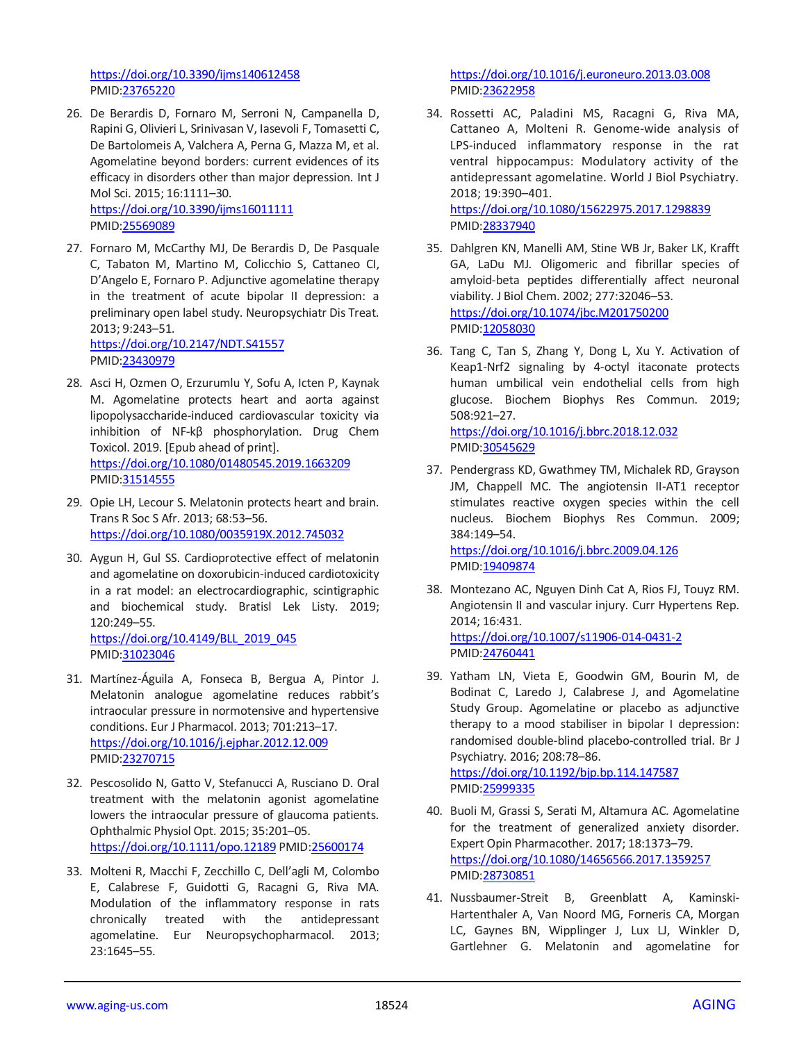https://doi.org/10.3390/ijms140612458
PMID:23765220

26. De Berardis D, Fornaro M, Serroni N, Campanella D, Rapini G, Olivieri L, Srinivasan V, Iasevoli F, Tomasetti C, De Bartolomeis A, Valchera A, Perna G, Mazza M, et al. Agomelatine beyond borders: current evidences of its efficacy in disorders other than major depression. Int J Mol Sci. 2015; 16:1111–30.
https://doi.org/10.3390/ijms16011111
PMID:25569089

27. Fornaro M, McCarthy MJ, De Berardis D, De Pasquale C, Tabaton M, Martino M, Colicchio S, Cattaneo CI, D'Angelo E, Fornaro P. Adjunctive agomelatine therapy in the treatment of acute bipolar II depression: a preliminary open label study. Neuropsychiatr Dis Treat. 2013; 9:243–51.
https://doi.org/10.2147/NDT.S41557
PMID:23430979

28. Asci H, Ozmen O, Erzurumlu Y, Sofu A, Icten P, Kaynak M. Agomelatine protects heart and aorta against lipopolysaccharide-induced cardiovascular toxicity via inhibition of NF-kβ phosphorylation. Drug Chem Toxicol. 2019. [Epub ahead of print].
https://doi.org/10.1080/01480545.2019.1663209
PMID:31514555

29. Opie LH, Lecour S. Melatonin protects heart and brain. Trans R Soc S Afr. 2013; 68:53–56.
https://doi.org/10.1080/0035919X.2012.745032

30. Aygun H, Gul SS. Cardioprotective effect of melatonin and agomelatine on doxorubicin-induced cardiotoxicity in a rat model: an electrocardiographic, scintigraphic and biochemical study. Bratisl Lek Listy. 2019; 120:249–55.
https://doi.org/10.4149/BLL_2019_045
PMID:31023046

31. Martínez-Águila A, Fonseca B, Bergua A, Pintor J. Melatonin analogue agomelatine reduces rabbit's intraocular pressure in normotensive and hypertensive conditions. Eur J Pharmacol. 2013; 701:213–17.
https://doi.org/10.1016/j.ejphar.2012.12.009
PMID:23270715

32. Pescosolido N, Gatto V, Stefanucci A, Rusciano D. Oral treatment with the melatonin agonist agomelatine lowers the intraocular pressure of glaucoma patients. Ophthalmic Physiol Opt. 2015; 35:201–05.
https://doi.org/10.1111/opo.12189 PMID:25600174

33. Molteni R, Macchi F, Zecchillo C, Dell'agli M, Colombo E, Calabrese F, Guidotti G, Racagni G, Riva MA. Modulation of the inflammatory response in rats chronically treated with the antidepressant agomelatine. Eur Neuropsychopharmacol. 2013; 23:1645–55.
https://doi.org/10.1016/j.euroneuro.2013.03.008
PMID:23622958

34. Rossetti AC, Paladini MS, Racagni G, Riva MA, Cattaneo A, Molteni R. Genome-wide analysis of LPS-induced inflammatory response in the rat ventral hippocampus: Modulatory activity of the antidepressant agomelatine. World J Biol Psychiatry. 2018; 19:390–401.
https://doi.org/10.1080/15622975.2017.1298839
PMID:28337940

35. Dahlgren KN, Manelli AM, Stine WB Jr, Baker LK, Krafft GA, LaDu MJ. Oligomeric and fibrillar species of amyloid-beta peptides differentially affect neuronal viability. J Biol Chem. 2002; 277:32046–53.
https://doi.org/10.1074/jbc.M201750200
PMID:12058030

36. Tang C, Tan S, Zhang Y, Dong L, Xu Y. Activation of Keap1-Nrf2 signaling by 4-octyl itaconate protects human umbilical vein endothelial cells from high glucose. Biochem Biophys Res Commun. 2019; 508:921–27.
https://doi.org/10.1016/j.bbrc.2018.12.032
PMID:30545629

37. Pendergrass KD, Gwathmey TM, Michalek RD, Grayson JM, Chappell MC. The angiotensin II-AT1 receptor stimulates reactive oxygen species within the cell nucleus. Biochem Biophys Res Commun. 2009; 384:149–54.
https://doi.org/10.1016/j.bbrc.2009.04.126
PMID:19409874

38. Montezano AC, Nguyen Dinh Cat A, Rios FJ, Touyz RM. Angiotensin II and vascular injury. Curr Hypertens Rep. 2014; 16:431.
https://doi.org/10.1007/s11906-014-0431-2
PMID:24760441

39. Yatham LN, Vieta E, Goodwin GM, Bourin M, de Bodinat C, Laredo J, Calabrese J, and Agomelatine Study Group. Agomelatine or placebo as adjunctive therapy to a mood stabiliser in bipolar I depression: randomised double-blind placebo-controlled trial. Br J Psychiatry. 2016; 208:78–86.
https://doi.org/10.1192/bjp.bp.114.147587
PMID:25999335

40. Buoli M, Grassi S, Serati M, Altamura AC. Agomelatine for the treatment of generalized anxiety disorder. Expert Opin Pharmacother. 2017; 18:1373–79.
https://doi.org/10.1080/14656566.2017.1359257
PMID:28730851

41. Nussbaumer-Streit B, Greenblatt A, Kaminski-Hartenthaler A, Van Noord MG, Forneris CA, Morgan LC, Gaynes BN, Wipplinger J, Lux LJ, Winkler D, Gartlehner G. Melatonin and agomelatine for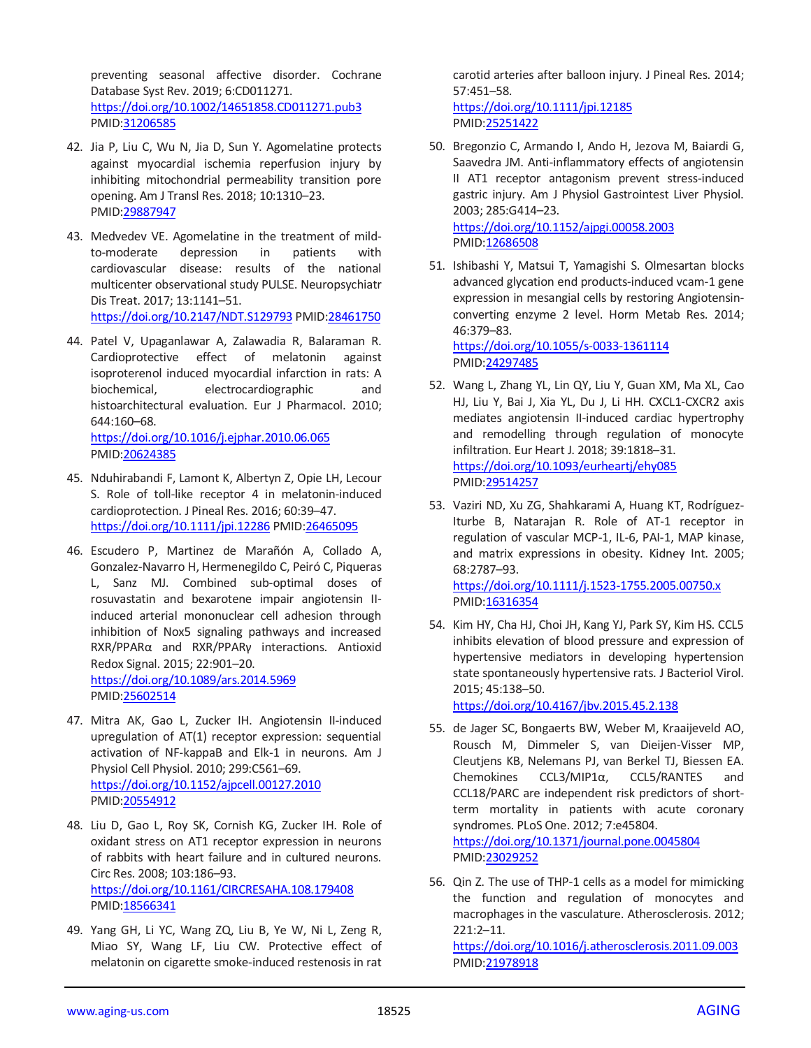preventing seasonal affective disorder. Cochrane Database Syst Rev. 2019; 6:CD011271. https://doi.org/10.1002/14651858.CD011271.pub3 PMID:31206585

42. Jia P, Liu C, Wu N, Jia D, Sun Y. Agomelatine protects against myocardial ischemia reperfusion injury by inhibiting mitochondrial permeability transition pore opening. Am J Transl Res. 2018; 10:1310–23. PMID:29887947

43. Medvedev VE. Agomelatine in the treatment of mild-to-moderate depression in patients with cardiovascular disease: results of the national multicenter observational study PULSE. Neuropsychiatr Dis Treat. 2017; 13:1141–51. https://doi.org/10.2147/NDT.S129793 PMID:28461750

44. Patel V, Upaganlawar A, Zalawadia R, Balaraman R. Cardioprotective effect of melatonin against isoproterenol induced myocardial infarction in rats: A biochemical, electrocardiographic and histoarchitectural evaluation. Eur J Pharmacol. 2010; 644:160–68. https://doi.org/10.1016/j.ejphar.2010.06.065 PMID:20624385

45. Nduhirabandi F, Lamont K, Albertyn Z, Opie LH, Lecour S. Role of toll-like receptor 4 in melatonin-induced cardioprotection. J Pineal Res. 2016; 60:39–47. https://doi.org/10.1111/jpi.12286 PMID:26465095

46. Escudero P, Martinez de Marañón A, Collado A, Gonzalez-Navarro H, Hermenegildo C, Peiró C, Piqueras L, Sanz MJ. Combined sub-optimal doses of rosuvastatin and bexarotene impair angiotensin II-induced arterial mononuclear cell adhesion through inhibition of Nox5 signaling pathways and increased RXR/PPARα and RXR/PPARγ interactions. Antioxid Redox Signal. 2015; 22:901–20. https://doi.org/10.1089/ars.2014.5969 PMID:25602514

47. Mitra AK, Gao L, Zucker IH. Angiotensin II-induced upregulation of AT(1) receptor expression: sequential activation of NF-kappaB and Elk-1 in neurons. Am J Physiol Cell Physiol. 2010; 299:C561–69. https://doi.org/10.1152/ajpcell.00127.2010 PMID:20554912

48. Liu D, Gao L, Roy SK, Cornish KG, Zucker IH. Role of oxidant stress on AT1 receptor expression in neurons of rabbits with heart failure and in cultured neurons. Circ Res. 2008; 103:186–93. https://doi.org/10.1161/CIRCRESAHA.108.179408 PMID:18566341

49. Yang GH, Li YC, Wang ZQ, Liu B, Ye W, Ni L, Zeng R, Miao SY, Wang LF, Liu CW. Protective effect of melatonin on cigarette smoke-induced restenosis in rat carotid arteries after balloon injury. J Pineal Res. 2014; 57:451–58. https://doi.org/10.1111/jpi.12185 PMID:25251422

50. Bregonzio C, Armando I, Ando H, Jezova M, Baiardi G, Saavedra JM. Anti-inflammatory effects of angiotensin II AT1 receptor antagonism prevent stress-induced gastric injury. Am J Physiol Gastrointest Liver Physiol. 2003; 285:G414–23. https://doi.org/10.1152/ajpgi.00058.2003 PMID:12686508

51. Ishibashi Y, Matsui T, Yamagishi S. Olmesartan blocks advanced glycation end products-induced vcam-1 gene expression in mesangial cells by restoring Angiotensin-converting enzyme 2 level. Horm Metab Res. 2014; 46:379–83. https://doi.org/10.1055/s-0033-1361114 PMID:24297485

52. Wang L, Zhang YL, Lin QY, Liu Y, Guan XM, Ma XL, Cao HJ, Liu Y, Bai J, Xia YL, Du J, Li HH. CXCL1-CXCR2 axis mediates angiotensin II-induced cardiac hypertrophy and remodelling through regulation of monocyte infiltration. Eur Heart J. 2018; 39:1818–31. https://doi.org/10.1093/eurheartj/ehy085 PMID:29514257

53. Vaziri ND, Xu ZG, Shahkarami A, Huang KT, Rodríguez-Iturbe B, Natarajan R. Role of AT-1 receptor in regulation of vascular MCP-1, IL-6, PAI-1, MAP kinase, and matrix expressions in obesity. Kidney Int. 2005; 68:2787–93. https://doi.org/10.1111/j.1523-1755.2005.00750.x PMID:16316354

54. Kim HY, Cha HJ, Choi JH, Kang YJ, Park SY, Kim HS. CCL5 inhibits elevation of blood pressure and expression of hypertensive mediators in developing hypertension state spontaneously hypertensive rats. J Bacteriol Virol. 2015; 45:138–50. https://doi.org/10.4167/jbv.2015.45.2.138

55. de Jager SC, Bongaerts BW, Weber M, Kraaijeveld AO, Rousch M, Dimmeler S, van Dieijen-Visser MP, Cleutjens KB, Nelemans PJ, van Berkel TJ, Biessen EA. Chemokines CCL3/MIP1α, CCL5/RANTES and CCL18/PARC are independent risk predictors of short-term mortality in patients with acute coronary syndromes. PLoS One. 2012; 7:e45804. https://doi.org/10.1371/journal.pone.0045804 PMID:23029252

56. Qin Z. The use of THP-1 cells as a model for mimicking the function and regulation of monocytes and macrophages in the vasculature. Atherosclerosis. 2012; 221:2–11. https://doi.org/10.1016/j.atherosclerosis.2011.09.003 PMID:21978918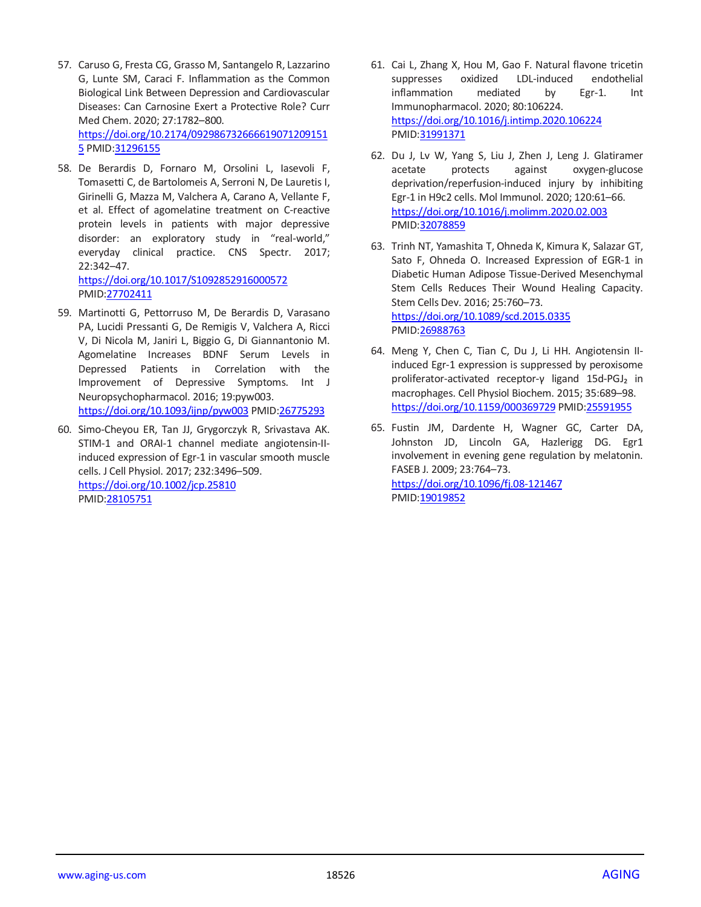57. Caruso G, Fresta CG, Grasso M, Santangelo R, Lazzarino G, Lunte SM, Caraci F. Inflammation as the Common Biological Link Between Depression and Cardiovascular Diseases: Can Carnosine Exert a Protective Role? Curr Med Chem. 2020; 27:1782–800. https://doi.org/10.2174/0929867326666190712091515 PMID:31296155

58. De Berardis D, Fornaro M, Orsolini L, Iasevoli F, Tomasetti C, de Bartolomeis A, Serroni N, De Lauretis I, Girinelli G, Mazza M, Valchera A, Carano A, Vellante F, et al. Effect of agomelatine treatment on C-reactive protein levels in patients with major depressive disorder: an exploratory study in "real-world," everyday clinical practice. CNS Spectr. 2017; 22:342–47. https://doi.org/10.1017/S1092852916000572 PMID:27702411

59. Martinotti G, Pettorruso M, De Berardis D, Varasano PA, Lucidi Pressanti G, De Remigis V, Valchera A, Ricci V, Di Nicola M, Janiri L, Biggio G, Di Giannantonio M. Agomelatine Increases BDNF Serum Levels in Depressed Patients in Correlation with the Improvement of Depressive Symptoms. Int J Neuropsychopharmacol. 2016; 19:pyw003. https://doi.org/10.1093/ijnp/pyw003 PMID:26775293

60. Simo-Cheyou ER, Tan JJ, Grygorczyk R, Srivastava AK. STIM-1 and ORAI-1 channel mediate angiotensin-II-induced expression of Egr-1 in vascular smooth muscle cells. J Cell Physiol. 2017; 232:3496–509. https://doi.org/10.1002/jcp.25810 PMID:28105751

61. Cai L, Zhang X, Hou M, Gao F. Natural flavone tricetin suppresses oxidized LDL-induced endothelial inflammation mediated by Egr-1. Int Immunopharmacol. 2020; 80:106224. https://doi.org/10.1016/j.intimp.2020.106224 PMID:31991371

62. Du J, Lv W, Yang S, Liu J, Zhen J, Leng J. Glatiramer acetate protects against oxygen-glucose deprivation/reperfusion-induced injury by inhibiting Egr-1 in H9c2 cells. Mol Immunol. 2020; 120:61–66. https://doi.org/10.1016/j.molimm.2020.02.003 PMID:32078859

63. Trinh NT, Yamashita T, Ohneda K, Kimura K, Salazar GT, Sato F, Ohneda O. Increased Expression of EGR-1 in Diabetic Human Adipose Tissue-Derived Mesenchymal Stem Cells Reduces Their Wound Healing Capacity. Stem Cells Dev. 2016; 25:760–73. https://doi.org/10.1089/scd.2015.0335 PMID:26988763

64. Meng Y, Chen C, Tian C, Du J, Li HH. Angiotensin II-induced Egr-1 expression is suppressed by peroxisome proliferator-activated receptor-γ ligand 15d-$PGJ_2$ in macrophages. Cell Physiol Biochem. 2015; 35:689–98. https://doi.org/10.1159/000369729 PMID:25591955

65. Fustin JM, Dardente H, Wagner GC, Carter DA, Johnston JD, Lincoln GA, Hazlerigg DG. Egr1 involvement in evening gene regulation by melatonin. FASEB J. 2009; 23:764–73. https://doi.org/10.1096/fj.08-121467 PMID:19019852